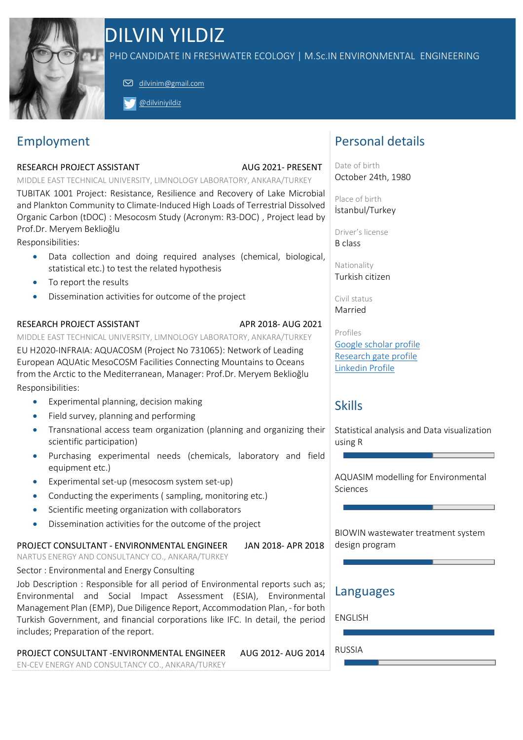# DILVIN YILDIZ

PHD CANDIDATE IN FRESHWATER ECOLOGY | M.Sc.IN ENVIRONMENTAL ENGINEERING

dilvinim@gmail.com

@dilviniyildiz

## Employment

### RESEARCH PROJECT ASSISTANT — AUG 2021- PRESENT

MIDDLE EAST TECHNICAL UNIVERSITY, LIMNOLOGY LABORATORY, ANKARA/TURKEY

TUBITAK 1001 Project: Resistance, Resilience and Recovery of Lake Microbial and Plankton Community to Climate-Induced High Loads of Terrestrial Dissolved Organic Carbon (tDOC) : Mesocosm Study (Acronym: R3-DOC) , Project lead by Prof.Dr. Meryem Beklioğlu

Responsibilities:

- Data collection and doing required analyses (chemical, biological, statistical etc.) to test the related hypothesis
- To report the results
- Dissemination activities for outcome of the project

### RESEARCH PROJECT ASSISTANT — APR 2018- AUG 2021

MIDDLE EAST TECHNICAL UNIVERSITY, LIMNOLOGY LABORATORY, ANKARA/TURKEY

EU H2020-INFRAIA: AQUACOSM (Project No 731065): Network of Leading European AQUAtic MesoCOSM Facilities Connecting Mountains to Oceans from the Arctic to the Mediterranean, Manager: Prof.Dr. Meryem Beklioğlu

Responsibilities:

- Experimental planning, decision making
- Field survey, planning and performing
- Transnational access team organization (planning and organizing their scientific participation)
- Purchasing experimental needs (chemicals, laboratory and field equipment etc.)
- Experimental set-up (mesocosm system set-up)
- Conducting the experiments ( sampling, monitoring etc.)
- Scientific meeting organization with collaborators
- Dissemination activities for the outcome of the project

### PROJECT CONSULTANT - ENVIRONMENTAL ENGINEER — JAN 2018- APR 2018

NARTUS ENERGY AND CONSULTANCY CO., ANKARA/TURKEY

Sector : Environmental and Energy Consulting

Job Description : Responsible for all period of Environmental reports such as; Environmental and Social Impact Assessment (ESIA), Environmental Management Plan (EMP), Due Diligence Report, Accommodation Plan, - for both Turkish Government, and financial corporations like IFC. In detail, the period includes; Preparation of the report.

### PROJECT CONSULTANT -ENVIRONMENTAL ENGINEER — AUG 2012- AUG 2014

EN-CEV ENERGY AND CONSULTANCY CO., ANKARA/TURKEY

## Personal details

Date of birth
October 24th, 1980

Place of birth
İstanbul/Turkey

Driver's license
B class

Nationality
Turkish citizen

Civil status
Married

Profiles
Google scholar profile
Research gate profile
Linkedin Profile

## Skills

Statistical analysis and Data visualization using R

AQUASIM modelling for Environmental Sciences

BIOWIN wastewater treatment system design program

## Languages

ENGLISH

RUSSIA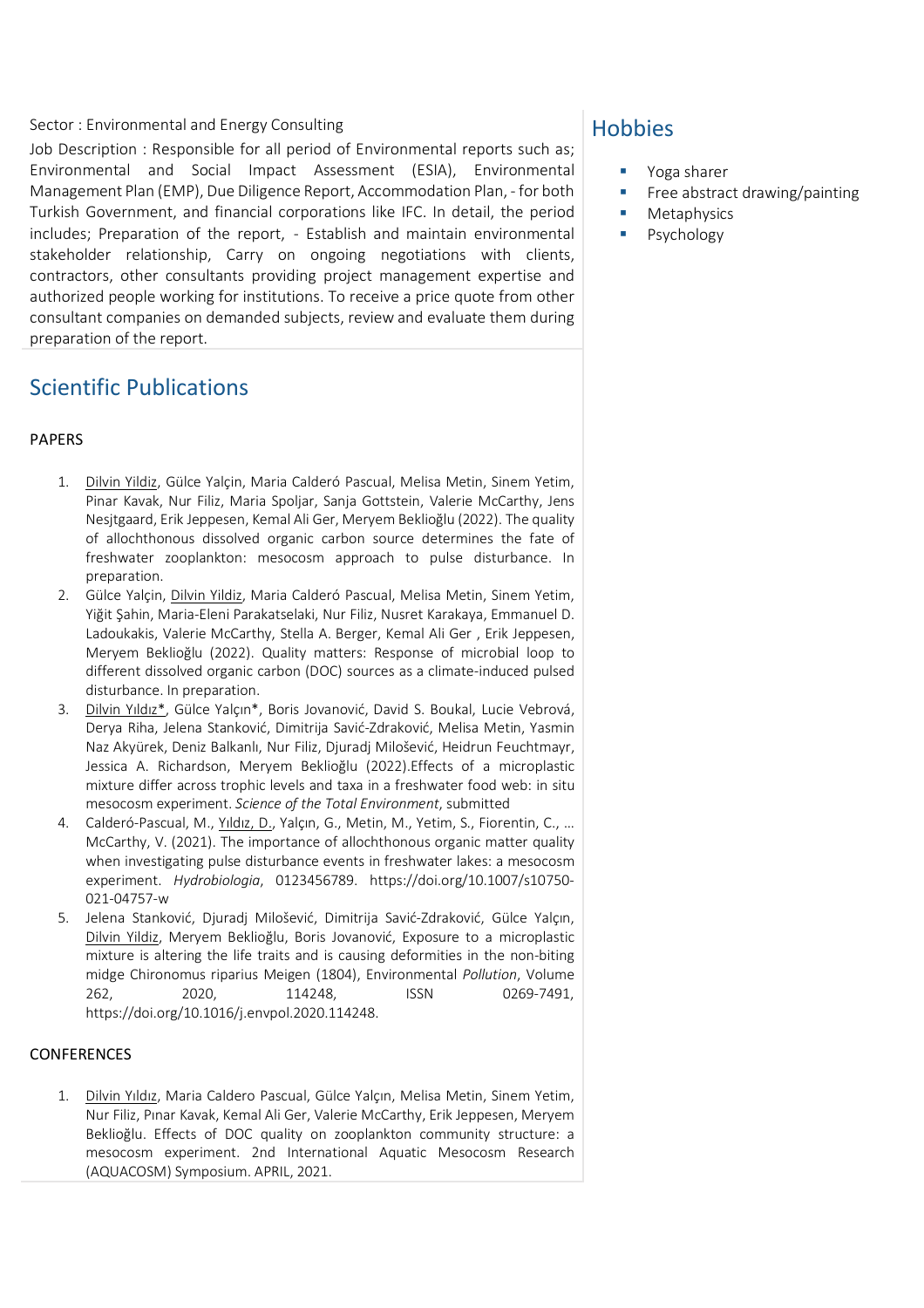Sector : Environmental and Energy Consulting

Job Description : Responsible for all period of Environmental reports such as; Environmental and Social Impact Assessment (ESIA), Environmental Management Plan (EMP), Due Diligence Report, Accommodation Plan, - for both Turkish Government, and financial corporations like IFC. In detail, the period includes; Preparation of the report, - Establish and maintain environmental stakeholder relationship, Carry on ongoing negotiations with clients, contractors, other consultants providing project management expertise and authorized people working for institutions. To receive a price quote from other consultant companies on demanded subjects, review and evaluate them during preparation of the report.

## Scientific Publications

### PAPERS

1. Dilvin Yildiz, Gülce Yalçin, Maria Calderó Pascual, Melisa Metin, Sinem Yetim, Pinar Kavak, Nur Filiz, Maria Spoljar, Sanja Gottstein, Valerie McCarthy, Jens Nesjtgaard, Erik Jeppesen, Kemal Ali Ger, Meryem Beklioğlu (2022). The quality of allochthonous dissolved organic carbon source determines the fate of freshwater zooplankton: mesocosm approach to pulse disturbance. In preparation.
2. Gülce Yalçin, Dilvin Yildiz, Maria Calderó Pascual, Melisa Metin, Sinem Yetim, Yiğit Şahin, Maria-Eleni Parakatselaki, Nur Filiz, Nusret Karakaya, Emmanuel D. Ladoukakis, Valerie McCarthy, Stella A. Berger, Kemal Ali Ger , Erik Jeppesen, Meryem Beklioğlu (2022). Quality matters: Response of microbial loop to different dissolved organic carbon (DOC) sources as a climate-induced pulsed disturbance. In preparation.
3. Dilvin Yıldız*, Gülce Yalçın*, Boris Jovanović, David S. Boukal, Lucie Vebrová, Derya Riha, Jelena Stanković, Dimitrija Savić-Zdraković, Melisa Metin, Yasmin Naz Akyürek, Deniz Balkanlı, Nur Filiz, Djuradj Milošević, Heidrun Feuchtmayr, Jessica A. Richardson, Meryem Beklioğlu (2022).Effects of a microplastic mixture differ across trophic levels and taxa in a freshwater food web: in situ mesocosm experiment. *Science of the Total Environment*, submitted
4. Calderó-Pascual, M., Yıldız, D., Yalçın, G., Metin, M., Yetim, S., Fiorentin, C., … McCarthy, V. (2021). The importance of allochthonous organic matter quality when investigating pulse disturbance events in freshwater lakes: a mesocosm experiment. *Hydrobiologia*, 0123456789. https://doi.org/10.1007/s10750-021-04757-w
5. Jelena Stanković, Djuradj Milošević, Dimitrija Savić-Zdraković, Gülce Yalçın, Dilvin Yildiz, Meryem Beklioğlu, Boris Jovanović, Exposure to a microplastic mixture is altering the life traits and is causing deformities in the non-biting midge Chironomus riparius Meigen (1804), Environmental *Pollution*, Volume 262, 2020, 114248, ISSN 0269-7491, https://doi.org/10.1016/j.envpol.2020.114248.

### CONFERENCES

1. Dilvin Yıldız, Maria Caldero Pascual, Gülce Yalçın, Melisa Metin, Sinem Yetim, Nur Filiz, Pınar Kavak, Kemal Ali Ger, Valerie McCarthy, Erik Jeppesen, Meryem Beklioğlu. Effects of DOC quality on zooplankton community structure: a mesocosm experiment. 2nd International Aquatic Mesocosm Research (AQUACOSM) Symposium. APRIL, 2021.

## Hobbies

- Yoga sharer
- Free abstract drawing/painting
- Metaphysics
- Psychology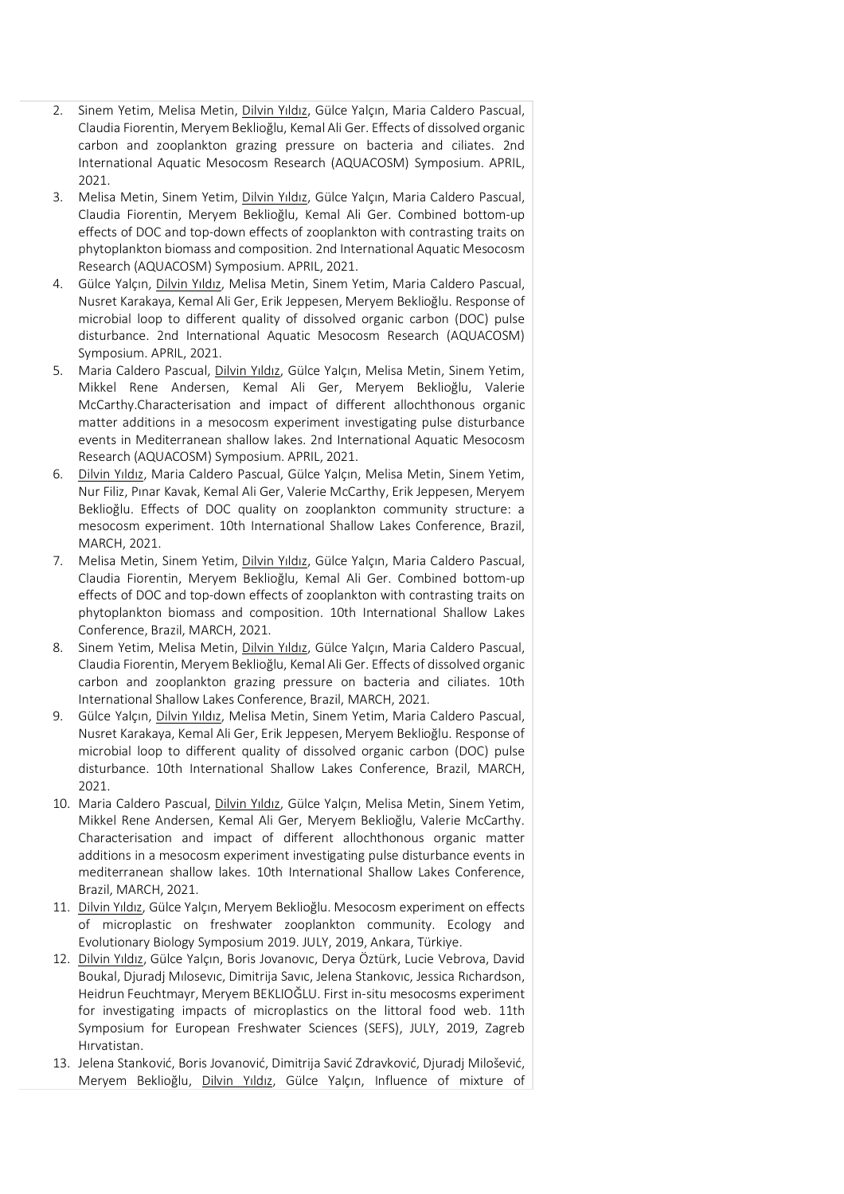2. Sinem Yetim, Melisa Metin, Dilvin Yıldız, Gülce Yalçın, Maria Caldero Pascual, Claudia Fiorentin, Meryem Beklioğlu, Kemal Ali Ger. Effects of dissolved organic carbon and zooplankton grazing pressure on bacteria and ciliates. 2nd International Aquatic Mesocosm Research (AQUACOSM) Symposium. APRIL, 2021.
3. Melisa Metin, Sinem Yetim, Dilvin Yıldız, Gülce Yalçın, Maria Caldero Pascual, Claudia Fiorentin, Meryem Beklioğlu, Kemal Ali Ger. Combined bottom-up effects of DOC and top-down effects of zooplankton with contrasting traits on phytoplankton biomass and composition. 2nd International Aquatic Mesocosm Research (AQUACOSM) Symposium. APRIL, 2021.
4. Gülce Yalçın, Dilvin Yıldız, Melisa Metin, Sinem Yetim, Maria Caldero Pascual, Nusret Karakaya, Kemal Ali Ger, Erik Jeppesen, Meryem Beklioğlu. Response of microbial loop to different quality of dissolved organic carbon (DOC) pulse disturbance. 2nd International Aquatic Mesocosm Research (AQUACOSM) Symposium. APRIL, 2021.
5. Maria Caldero Pascual, Dilvin Yıldız, Gülce Yalçın, Melisa Metin, Sinem Yetim, Mikkel Rene Andersen, Kemal Ali Ger, Meryem Beklioğlu, Valerie McCarthy.Characterisation and impact of different allochthonous organic matter additions in a mesocosm experiment investigating pulse disturbance events in Mediterranean shallow lakes. 2nd International Aquatic Mesocosm Research (AQUACOSM) Symposium. APRIL, 2021.
6. Dilvin Yıldız, Maria Caldero Pascual, Gülce Yalçın, Melisa Metin, Sinem Yetim, Nur Filiz, Pınar Kavak, Kemal Ali Ger, Valerie McCarthy, Erik Jeppesen, Meryem Beklioğlu. Effects of DOC quality on zooplankton community structure: a mesocosm experiment. 10th International Shallow Lakes Conference, Brazil, MARCH, 2021.
7. Melisa Metin, Sinem Yetim, Dilvin Yıldız, Gülce Yalçın, Maria Caldero Pascual, Claudia Fiorentin, Meryem Beklioğlu, Kemal Ali Ger. Combined bottom-up effects of DOC and top-down effects of zooplankton with contrasting traits on phytoplankton biomass and composition. 10th International Shallow Lakes Conference, Brazil, MARCH, 2021.
8. Sinem Yetim, Melisa Metin, Dilvin Yıldız, Gülce Yalçın, Maria Caldero Pascual, Claudia Fiorentin, Meryem Beklioğlu, Kemal Ali Ger. Effects of dissolved organic carbon and zooplankton grazing pressure on bacteria and ciliates. 10th International Shallow Lakes Conference, Brazil, MARCH, 2021.
9. Gülce Yalçın, Dilvin Yıldız, Melisa Metin, Sinem Yetim, Maria Caldero Pascual, Nusret Karakaya, Kemal Ali Ger, Erik Jeppesen, Meryem Beklioğlu. Response of microbial loop to different quality of dissolved organic carbon (DOC) pulse disturbance. 10th International Shallow Lakes Conference, Brazil, MARCH, 2021.
10. Maria Caldero Pascual, Dilvin Yıldız, Gülce Yalçın, Melisa Metin, Sinem Yetim, Mikkel Rene Andersen, Kemal Ali Ger, Meryem Beklioğlu, Valerie McCarthy. Characterisation and impact of different allochthonous organic matter additions in a mesocosm experiment investigating pulse disturbance events in mediterranean shallow lakes. 10th International Shallow Lakes Conference, Brazil, MARCH, 2021.
11. Dilvin Yıldız, Gülce Yalçın, Meryem Beklioğlu. Mesocosm experiment on effects of microplastic on freshwater zooplankton community. Ecology and Evolutionary Biology Symposium 2019. JULY, 2019, Ankara, Türkiye.
12. Dilvin Yıldız, Gülce Yalçın, Boris Jovanovıc, Derya Öztürk, Lucie Vebrova, David Boukal, Djuradj Mılosevıc, Dimitrija Savıc, Jelena Stankovıc, Jessica Rıchardson, Heidrun Feuchtmayr, Meryem BEKLIOĞLU. First in-situ mesocosms experiment for investigating impacts of microplastics on the littoral food web. 11th Symposium for European Freshwater Sciences (SEFS), JULY, 2019, Zagreb Hırvatistan.
13. Jelena Stanković, Boris Jovanović, Dimitrija Savić Zdravković, Djuradj Milošević, Meryem Beklioğlu, Dilvin Yıldız, Gülce Yalçın, Influence of mixture of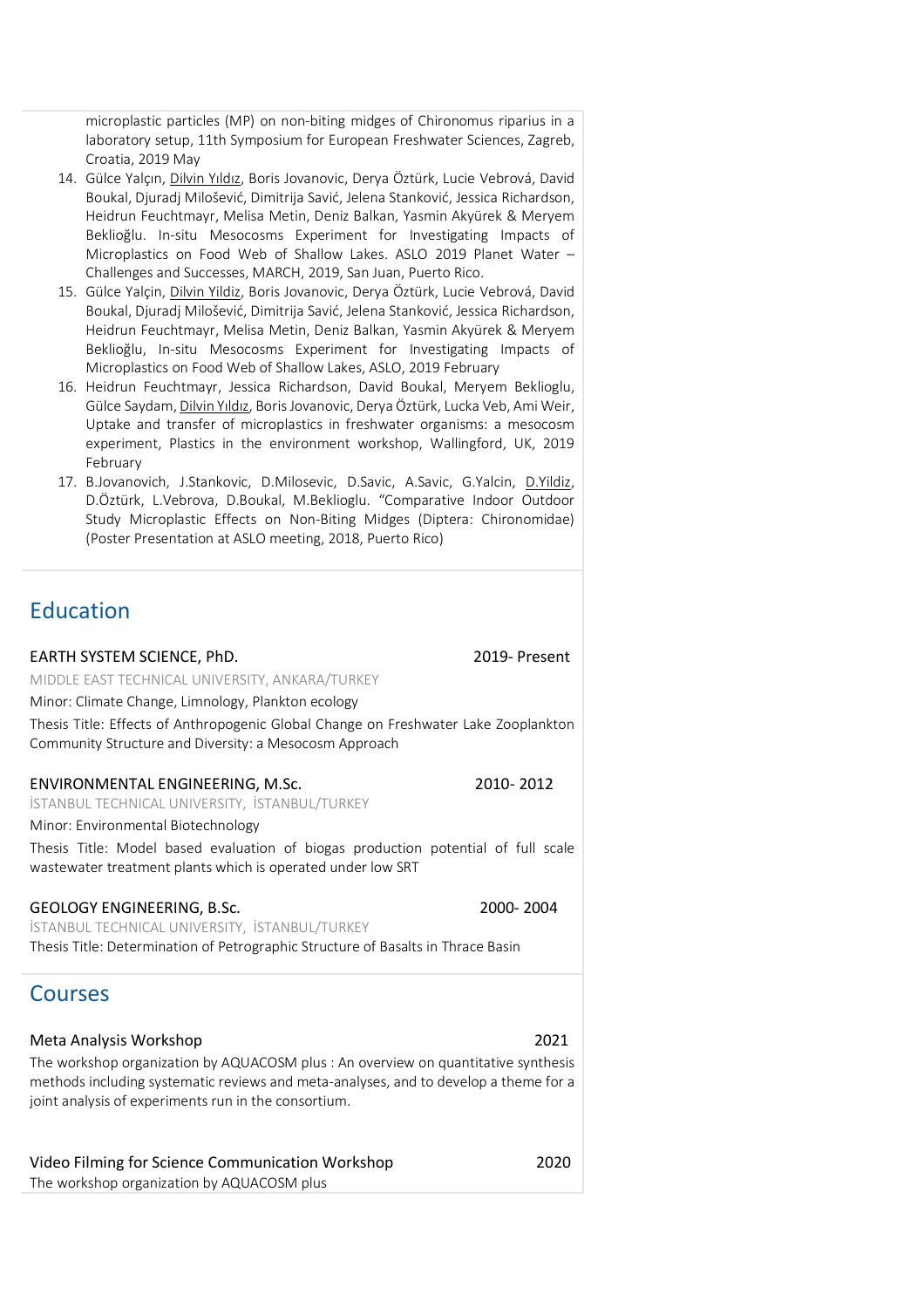microplastic particles (MP) on non-biting midges of Chironomus riparius in a laboratory setup, 11th Symposium for European Freshwater Sciences, Zagreb, Croatia, 2019 May

14. Gülce Yalçın, Dilvin Yıldız, Boris Jovanovic, Derya Öztürk, Lucie Vebrová, David Boukal, Djuradj Milošević, Dimitrija Savić, Jelena Stanković, Jessica Richardson, Heidrun Feuchtmayr, Melisa Metin, Deniz Balkan, Yasmin Akyürek & Meryem Beklioğlu. In-situ Mesocosms Experiment for Investigating Impacts of Microplastics on Food Web of Shallow Lakes. ASLO 2019 Planet Water – Challenges and Successes, MARCH, 2019, San Juan, Puerto Rico.
15. Gülce Yalçin, Dilvin Yildiz, Boris Jovanovic, Derya Öztürk, Lucie Vebrová, David Boukal, Djuradj Milošević, Dimitrija Savić, Jelena Stanković, Jessica Richardson, Heidrun Feuchtmayr, Melisa Metin, Deniz Balkan, Yasmin Akyürek & Meryem Beklioğlu, In-situ Mesocosms Experiment for Investigating Impacts of Microplastics on Food Web of Shallow Lakes, ASLO, 2019 February
16. Heidrun Feuchtmayr, Jessica Richardson, David Boukal, Meryem Beklioglu, Gülce Saydam, Dilvin Yıldız, Boris Jovanovic, Derya Öztürk, Lucka Veb, Ami Weir, Uptake and transfer of microplastics in freshwater organisms: a mesocosm experiment, Plastics in the environment workshop, Wallingford, UK, 2019 February
17. B.Jovanovich, J.Stankovic, D.Milosevic, D.Savic, A.Savic, G.Yalcin, D.Yildiz, D.Öztürk, L.Vebrova, D.Boukal, M.Beklioglu. "Comparative Indoor Outdoor Study Microplastic Effects on Non-Biting Midges (Diptera: Chironomidae) (Poster Presentation at ASLO meeting, 2018, Puerto Rico)

## Education

**EARTH SYSTEM SCIENCE, PhD.** — 2019- Present

MIDDLE EAST TECHNICAL UNIVERSITY, ANKARA/TURKEY

Minor: Climate Change, Limnology, Plankton ecology

Thesis Title: Effects of Anthropogenic Global Change on Freshwater Lake Zooplankton Community Structure and Diversity: a Mesocosm Approach

**ENVIRONMENTAL ENGINEERING, M.Sc.** — 2010- 2012

İSTANBUL TECHNICAL UNIVERSITY, İSTANBUL/TURKEY

Minor: Environmental Biotechnology

Thesis Title: Model based evaluation of biogas production potential of full scale wastewater treatment plants which is operated under low SRT

**GEOLOGY ENGINEERING, B.Sc.** — 2000- 2004

İSTANBUL TECHNICAL UNIVERSITY, İSTANBUL/TURKEY

Thesis Title: Determination of Petrographic Structure of Basalts in Thrace Basin

## Courses

**Meta Analysis Workshop** — 2021

The workshop organization by AQUACOSM plus : An overview on quantitative synthesis methods including systematic reviews and meta-analyses, and to develop a theme for a joint analysis of experiments run in the consortium.

**Video Filming for Science Communication Workshop** — 2020

The workshop organization by AQUACOSM plus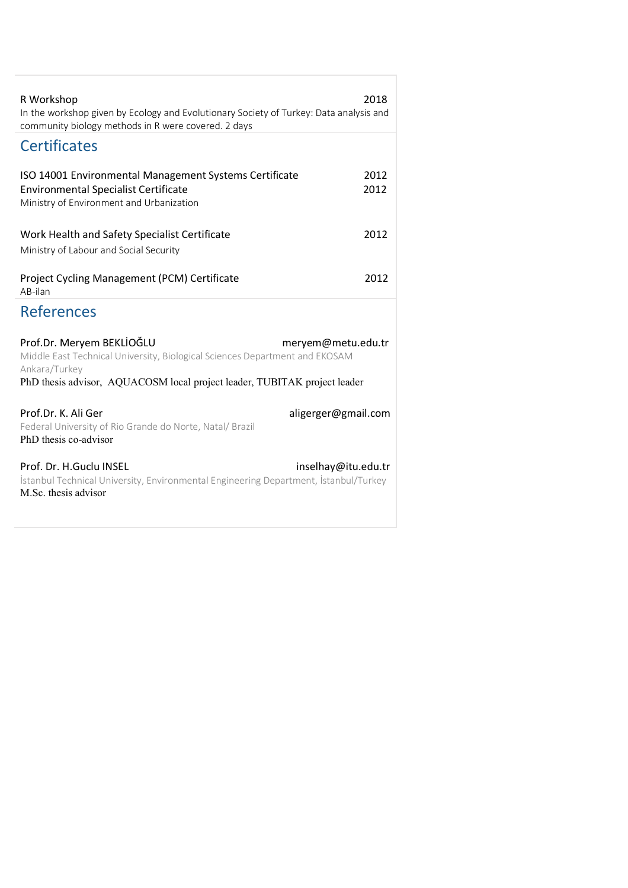R Workshop 2018

In the workshop given by Ecology and Evolutionary Society of Turkey: Data analysis and community biology methods in R were covered. 2 days

## Certificates

ISO 14001 Environmental Management Systems Certificate 2012

Environmental Specialist Certificate 2012

Ministry of Environment and Urbanization

Work Health and Safety Specialist Certificate 2012

Ministry of Labour and Social Security

Project Cycling Management (PCM) Certificate 2012

AB-ilan

## References

Prof.Dr. Meryem BEKLİOĞLU meryem@metu.edu.tr

Middle East Technical University, Biological Sciences Department and EKOSAM Ankara/Turkey

PhD thesis advisor, AQUACOSM local project leader, TUBITAK project leader

Prof.Dr. K. Ali Ger aligerger@gmail.com

Federal University of Rio Grande do Norte, Natal/ Brazil

PhD thesis co-advisor

Prof. Dr. H.Guclu INSEL inselhay@itu.edu.tr

İstanbul Technical University, Environmental Engineering Department, İstanbul/Turkey

M.Sc. thesis advisor